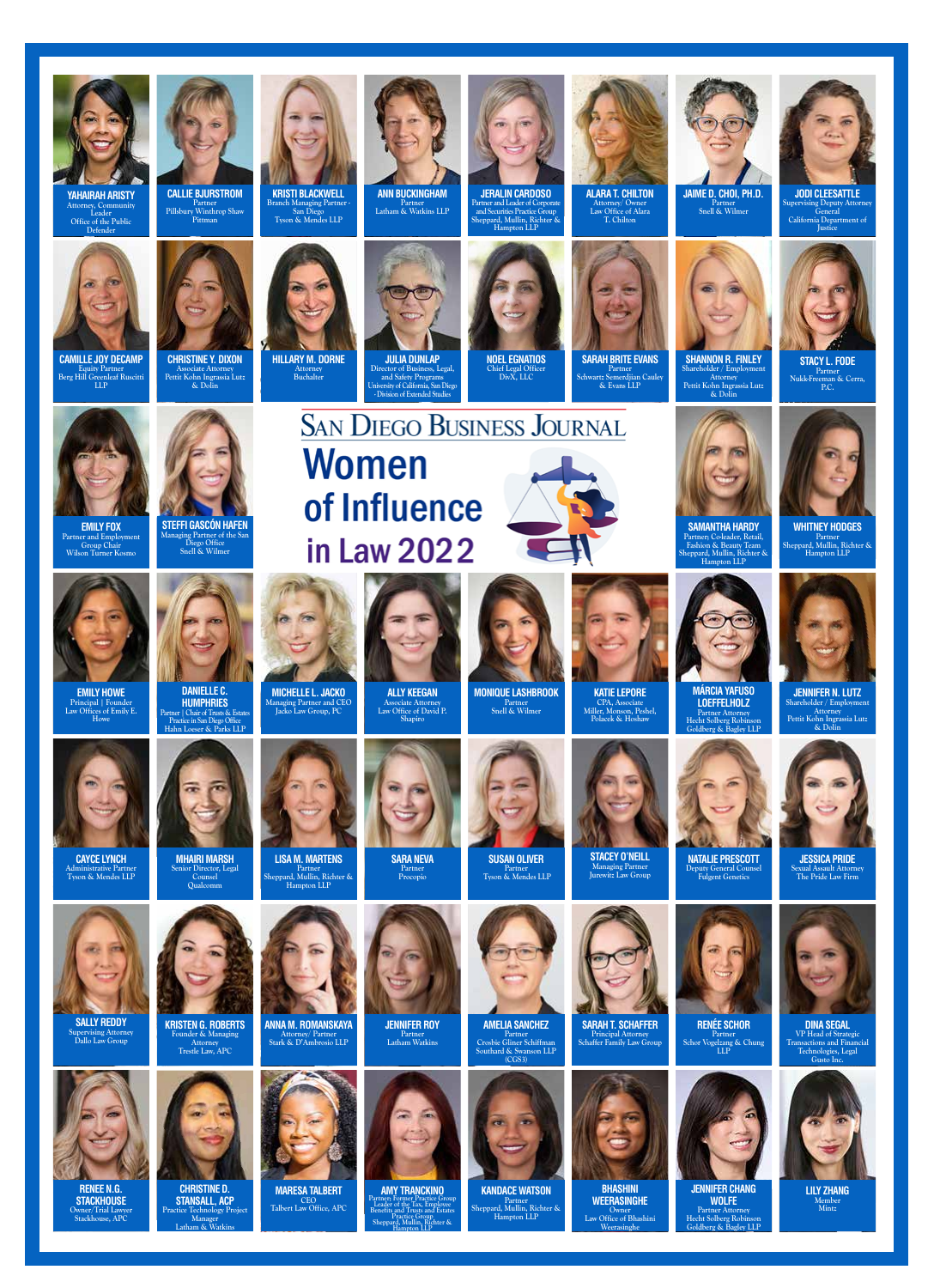# San Diego Business Journal

## Women of Influence in Law 2022

**YAHAIRAH ARISTY**
Attorney, Community Leader
Office of the Public Defender

**CALLIE BJURSTROM**
Partner
Pillsbury Winthrop Shaw Pittman

**KRISTI BLACKWELL**
Branch Managing Partner - San Diego
Tyson & Mendes LLP

**ANN BUCKINGHAM**
Partner
Latham & Watkins LLP

**JERALIN CARDOSO**
Partner and Leader of Corporate and Securities Practice Group
Sheppard, Mullin, Richter & Hampton LLP

**ALARA T. CHILTON**
Attorney/ Owner
Law Office of Alara T. Chilton

**JAIME D. CHOI, PH.D.**
Partner
Snell & Wilmer

**JODI CLEESATTLE**
Supervising Deputy Attorney General
California Department of Justice

**CAMILLE JOY DECAMP**
Equity Partner
Berg Hill Greenleaf Ruscitti LLP

**CHRISTINE Y. DIXON**
Associate Attorney
Pettit Kohn Ingrassia Lutz & Dolin

**HILLARY M. DORNE**
Attorney
Buchalter

**JULIA DUNLAP**
Director of Business, Legal, and Safety Programs
University of California, San Diego - Division of Extended Studies

**NOEL EGNATIOS**
Chief Legal Officer
DivX, LLC

**SARAH BRITE EVANS**
Partner
Schwartz Semerdjian Cauley & Evans LLP

**SHANNON R. FINLEY**
Shareholder / Employment Attorney
Pettit Kohn Ingrassia Lutz & Dolin

**STACY L. FODE**
Partner
Nukk-Freeman & Cerra, P.C.

**EMILY FOX**
Partner and Employment Group Chair
Wilson Turner Kosmo

**STEFFI GASCÓN HAFEN**
Managing Partner of the San Diego Office
Snell & Wilmer

**SAMANTHA HARDY**
Partner; Co-leader, Retail, Fashion & Beauty Team
Sheppard, Mullin, Richter & Hampton LLP

**WHITNEY HODGES**
Partner
Sheppard, Mullin, Richter & Hampton LLP

**EMILY HOWE**
Principal | Founder
Law Offices of Emily E. Howe

**DANIELLE C. HUMPHRIES**
Partner | Chair of Trusts & Estates Practice in San Diego Office
Hahn Loeser & Parks LLP

**MICHELLE L. JACKO**
Managing Partner and CEO
Jacko Law Group, PC

**ALLY KEEGAN**
Associate Attorney
Law Office of David P. Shapiro

**MONIQUE LASHBROOK**
Partner
Snell & Wilmer

**KATIE LEPORE**
CPA, Associate
Miller, Monson, Peshel, Polacek & Hoshaw

**MÁRCIA YAFUSO LOEFFELHOLZ**
Partner Attorney
Hecht Solberg Robinson Goldberg & Bagley LLP

**JENNIFER N. LUTZ**
Shareholder / Employment Attorney
Pettit Kohn Ingrassia Lutz & Dolin

**CAYCE LYNCH**
Administrative Partner
Tyson & Mendes LLP

**MHAIRI MARSH**
Senior Director, Legal Counsel
Qualcomm

**LISA M. MARTENS**
Partner
Sheppard, Mullin, Richter & Hampton LLP

**SARA NEVA**
Partner
Procopio

**SUSAN OLIVER**
Partner
Tyson & Mendes LLP

**STACEY O'NEILL**
Managing Partner
Jurewitz Law Group

**NATALIE PRESCOTT**
Deputy General Counsel
Fulgent Genetics

**JESSICA PRIDE**
Sexual Assault Attorney
The Pride Law Firm

**SALLY REDDY**
Supervising Attorney
Dallo Law Group

**KRISTEN G. ROBERTS**
Founder & Managing Attorney
Trestle Law, APC

**ANNA M. ROMANSKAYA**
Attorney/ Partner
Stark & D'Ambrosio LLP

**JENNIFER ROY**
Partner
Latham Watkins

**AMELIA SANCHEZ**
Partner
Crosbie Gliner Schiffman Southard & Swanson LLP (CGS3)

**SARAH T. SCHAFFER**
Principal Attorney
Schaffer Family Law Group

**RENÉE SCHOR**
Partner
Schor Vogelzang & Chung LLP

**DINA SEGAL**
VP Head of Strategic Transactions and Financial Technologies, Legal
Gusto Inc.

**RENEE N.G. STACKHOUSE**
Owner/Trial Lawyer
Stackhouse, APC

**CHRISTINE D. STANSALL, ACP**
Practice Technology Project Manager
Latham & Watkins

**MARESA TALBERT**
CEO
Talbert Law Office, APC

**AMY TRANCKINO**
Partner; Former Practice Group Leader of the Tax, Employee Benefits and Trusts and Estates Practice Group
Sheppard, Mullin, Richter & Hampton LLP

**KANDACE WATSON**
Partner
Sheppard, Mullin, Richter & Hampton LLP

**BHASHINI WEERASINGHE**
Owner
Law Office of Bhashini Weerasinghe

**JENNIFER CHANG WOLFE**
Partner Attorney
Hecht Solberg Robinson Goldberg & Bagley LLP

**LILY ZHANG**
Member
Mintz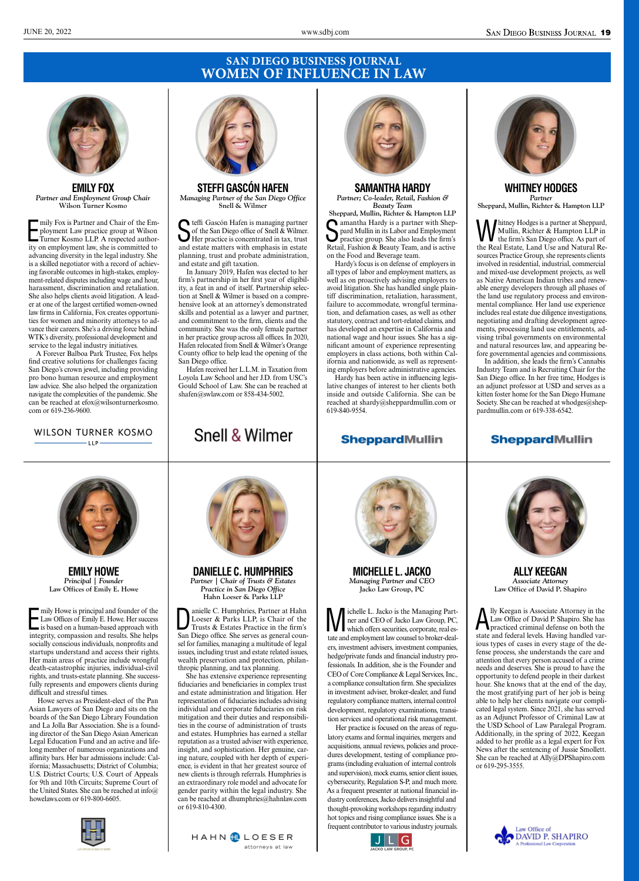# SAN DIEGO BUSINESS JOURNAL
## WOMEN OF INFLUENCE IN LAW

### EMILY FOX
*Partner and Employment Group Chair*
Wilson Turner Kosmo

Emily Fox is Partner and Chair of the Employment Law practice group at Wilson Turner Kosmo LLP. A respected authority on employment law, she is committed to advancing diversity in the legal industry. She is a skilled negotiator with a record of achieving favorable outcomes in high-stakes, employment-related disputes including wage and hour, harassment, discrimination and retaliation. She also helps clients avoid litigation. A leader at one of the largest certified women-owned law firms in California, Fox creates opportunities for women and minority attorneys to advance their careers. She's a driving force behind WTK's diversity, professional development and service to the legal industry initiatives.

A Forever Balboa Park Trustee, Fox helps find creative solutions for challenges facing San Diego's crown jewel, including providing pro bono human resource and employment law advice. She also helped the organization navigate the complexities of the pandemic. She can be reached at efox@wilsonturnerkosmo.com or 619-236-9600.

WILSON TURNER KOSMO LLP

### STEFFI GASCÓN HAFEN
*Managing Partner of the San Diego Office*
Snell & Wilmer

Steffi Gascón Hafen is managing partner of the San Diego office of Snell & Wilmer. Her practice is concentrated in tax, trust and estate matters with emphasis in estate planning, trust and probate administration, and estate and gift taxation.

In January 2019, Hafen was elected to her firm's partnership in her first year of eligibility, a feat in and of itself. Partnership selection at Snell & Wilmer is based on a comprehensive look at an attorney's demonstrated skills and potential as a lawyer and partner, and commitment to the firm, clients and the community. She was the only female partner in her practice group across all offices. In 2020, Hafen relocated from Snell & Wilmer's Orange County office to help lead the opening of the San Diego office.

Hafen received her L.L.M. in Taxation from Loyola Law School and her J.D. from USC's Gould School of Law. She can be reached at shafen@swlaw.com or 858-434-5002.

Snell & Wilmer

### SAMANTHA HARDY
*Partner; Co-leader, Retail, Fashion & Beauty Team*
Sheppard, Mullin, Richter & Hampton LLP

Samantha Hardy is a partner with Sheppard Mullin in its Labor and Employment practice group. She also leads the firm's Retail, Fashion & Beauty Team, and is active on the Food and Beverage team.

Hardy's focus is on defense of employers in all types of labor and employment matters, as well as on proactively advising employers to avoid litigation. She has handled single plaintiff discrimination, retaliation, harassment, failure to accommodate, wrongful termination, and defamation cases, as well as other statutory, contract and tort-related claims, and has developed an expertise in California and national wage and hour issues. She has a significant amount of experience representing employers in class actions, both within California and nationwide, as well as representing employers before administrative agencies.

Hardy has been active in influencing legislative changes of interest to her clients both inside and outside California. She can be reached at shardy@sheppardmullin.com or 619-840-9554.

SheppardMullin

### WHITNEY HODGES
*Partner*
Sheppard, Mullin, Richter & Hampton LLP

Whitney Hodges is a partner at Sheppard, Mullin, Richter & Hampton LLP in the firm's San Diego office. As part of the Real Estate, Land Use and Natural Resources Practice Group, she represents clients involved in residential, industrial, commercial and mixed-use development projects, as well as Native American Indian tribes and renewable energy developers through all phases of the land use regulatory process and environmental compliance. Her land use experience includes real estate due diligence investigations, negotiating and drafting development agreements, processing land use entitlements, advising tribal governments on environmental and natural resources law, and appearing before governmental agencies and commissions.

In addition, she leads the firm's Cannabis Industry Team and is Recruiting Chair for the San Diego office. In her free time, Hodges is an adjunct professor at USD and serves as a kitten foster home for the San Diego Humane Society. She can be reached at whodges@sheppardmullin.com or 619-338-6542.

SheppardMullin

### EMILY HOWE
*Principal | Founder*
Law Offices of Emily E. Howe

Emily Howe is principal and founder of the Law Offices of Emily E. Howe. Her success is based on a human-based approach with integrity, compassion and results. She helps socially conscious individuals, nonprofits and startups understand and access their rights. Her main areas of practice include wrongful death-catastrophic injuries, individual-civil rights, and trusts-estate planning. She successfully represents and empowers clients during difficult and stressful times.

Howe serves as President-elect of the Pan Asian Lawyers of San Diego and sits on the boards of the San Diego Library Foundation and La Jolla Bar Association. She is a founding director of the San Diego Asian American Legal Education Fund and an active and lifelong member of numerous organizations and affinity bars. Her bar admissions include: California; Massachusetts; District of Columbia; U.S. District Courts; U.S. Court of Appeals for 9th and 10th Circuits; Supreme Court of the United States. She can be reached at info@howelaws.com or 619-800-6605.

### DANIELLE C. HUMPHRIES
*Partner | Chair of Trusts & Estates Practice in San Diego Office*
Hahn Loeser & Parks LLP

Danielle C. Humphries, Partner at Hahn Loeser & Parks LLP, is Chair of the Trusts & Estates Practice in the firm's San Diego office. She serves as general counsel for families, managing a multitude of legal issues, including trust and estate related issues, wealth preservation and protection, philanthropic planning, and tax planning.

She has extensive experience representing fiduciaries and beneficiaries in complex trust and estate administration and litigation. Her representation of fiduciaries includes advising individual and corporate fiduciaries on risk mitigation and their duties and responsibilities in the course of administration of trusts and estates. Humphries has earned a stellar reputation as a trusted adviser with experience, insight, and sophistication. Her genuine, caring nature, coupled with her depth of experience, is evident in that her greatest source of new clients is through referrals. Humphries is an extraordinary role model and advocate for gender parity within the legal industry. She can be reached at dhumphries@hahnlaw.com or 619-810-4300.

HAHN LOESER attorneys at law

### MICHELLE L. JACKO
*Managing Partner and CEO*
Jacko Law Group, PC

Michelle L. Jacko is the Managing Partner and CEO of Jacko Law Group, PC, which offers securities, corporate, real estate and employment law counsel to broker-dealers, investment advisers, investment companies, hedge/private funds and financial industry professionals. In addition, she is the Founder and CEO of Core Compliance & Legal Services, Inc., a compliance consultation firm. She specializes in investment adviser, broker-dealer, and fund regulatory compliance matters, internal control development, regulatory examinations, transition services and operational risk management.

Her practice is focused on the areas of regulatory exams and formal inquiries, mergers and acquisitions, annual reviews, policies and procedures development, testing of compliance programs (including evaluation of internal controls and supervision), mock exams, senior client issues, cybersecurity, Regulation S-P, and much more. As a frequent presenter at national financial industry conferences, Jacko delivers insightful and thought-provoking workshops regarding industry hot topics and rising compliance issues. She is a frequent contributor to various industry journals.

JLG JACKO LAW GROUP, PC

### ALLY KEEGAN
*Associate Attorney*
Law Office of David P. Shapiro

Ally Keegan is Associate Attorney in the Law Office of David P. Shapiro. She has practiced criminal defense on both the state and federal levels. Having handled various types of cases in every stage of the defense process, she understands the care and attention that every person accused of a crime needs and deserves. She is proud to have the opportunity to defend people in their darkest hour. She knows that at the end of the day, the most gratifying part of her job is being able to help her clients navigate our complicated legal system. Since 2021, she has served as an Adjunct Professor of Criminal Law at the USD School of Law Paralegal Program. Additionally, in the spring of 2022, Keegan added to her profile as a legal expert for Fox News after the sentencing of Jussie Smollett. She can be reached at Ally@DPShapiro.com or 619-295-3555.

Law Office of DAVID P. SHAPIRO A Professional Law Corporation